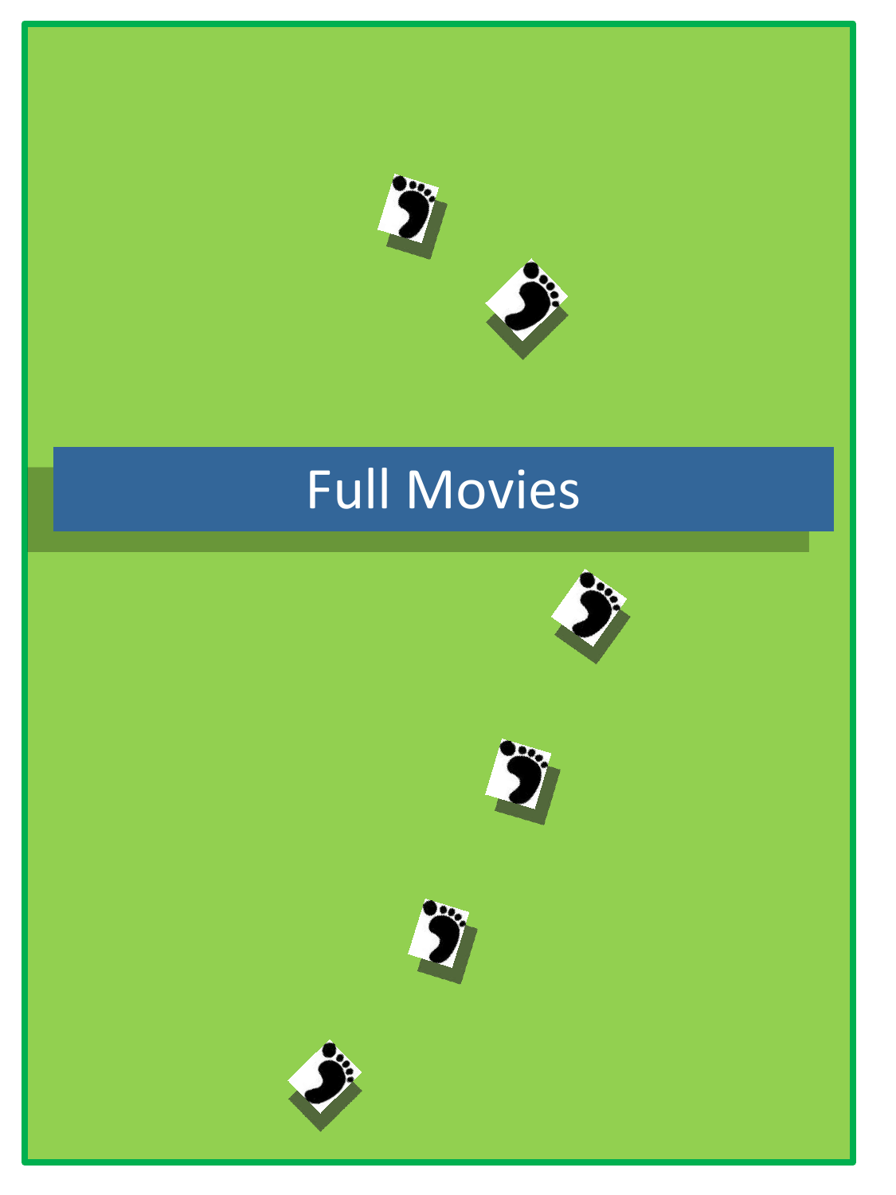# Full Movies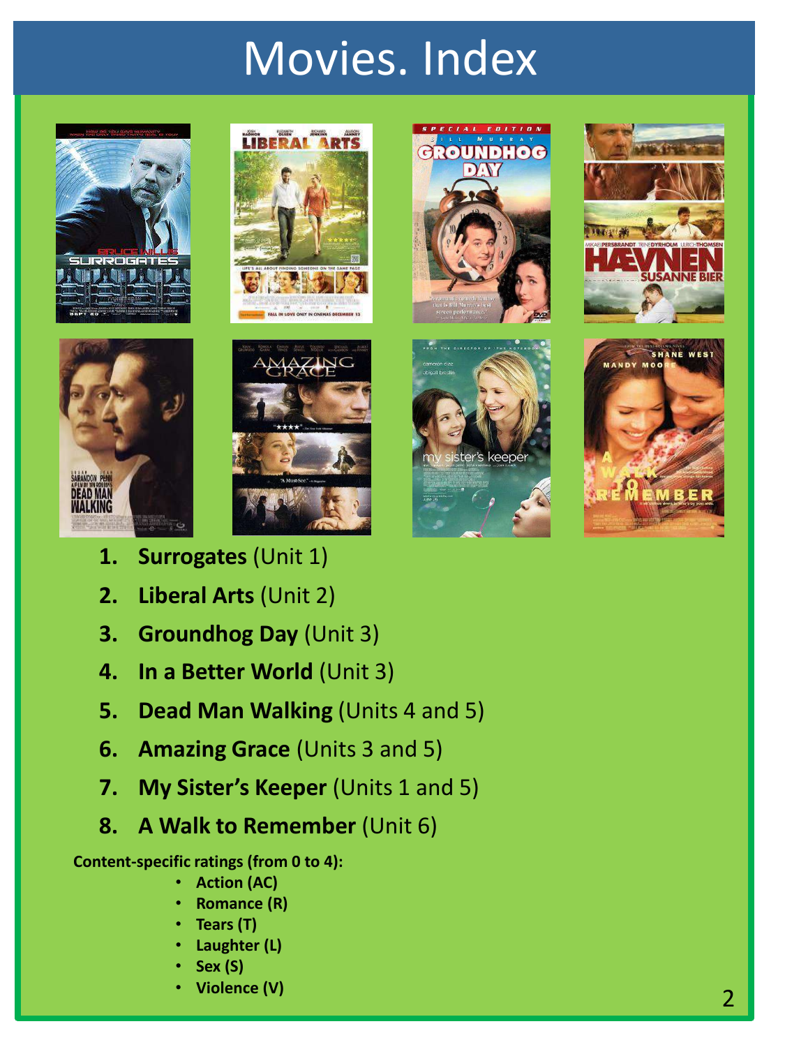# Movies. Index

1. **Surrogates** (Unit 1)
2. **Liberal Arts** (Unit 2)
3. **Groundhog Day** (Unit 3)
4. **In a Better World** (Unit 3)
5. **Dead Man Walking** (Units 4 and 5)
6. **Amazing Grace** (Units 3 and 5)
7. **My Sister's Keeper** (Units 1 and 5)
8. **A Walk to Remember** (Unit 6)

**Content-specific ratings (from 0 to 4):**

- **Action (AC)**
- **Romance (R)**
- **Tears (T)**
- **Laughter (L)**
- **Sex (S)**
- **Violence (V)**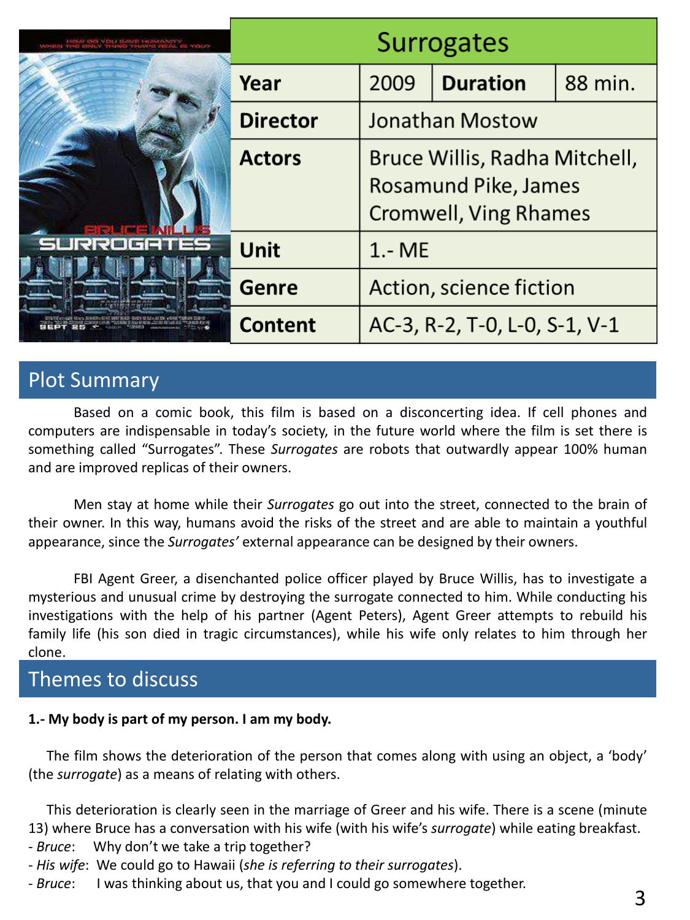| Surrogates | | | |
|---|---|---|---|
| **Year** | 2009 | **Duration** | 88 min. |
| **Director** | Jonathan Mostow | | |
| **Actors** | Bruce Willis, Radha Mitchell, Rosamund Pike, James Cromwell, Ving Rhames | | |
| **Unit** | 1.- ME | | |
| **Genre** | Action, science fiction | | |
| **Content** | AC-3, R-2, T-0, L-0, S-1, V-1 | | |

## Plot Summary

Based on a comic book, this film is based on a disconcerting idea. If cell phones and computers are indispensable in today's society, in the future world where the film is set there is something called "Surrogates". These *Surrogates* are robots that outwardly appear 100% human and are improved replicas of their owners.

Men stay at home while their *Surrogates* go out into the street, connected to the brain of their owner. In this way, humans avoid the risks of the street and are able to maintain a youthful appearance, since the *Surrogates'* external appearance can be designed by their owners.

FBI Agent Greer, a disenchanted police officer played by Bruce Willis, has to investigate a mysterious and unusual crime by destroying the surrogate connected to him. While conducting his investigations with the help of his partner (Agent Peters), Agent Greer attempts to rebuild his family life (his son died in tragic circumstances), while his wife only relates to him through her clone.

## Themes to discuss

**1.- My body is part of my person. I am my body.**

The film shows the deterioration of the person that comes along with using an object, a 'body' (the *surrogate*) as a means of relating with others.

This deterioration is clearly seen in the marriage of Greer and his wife. There is a scene (minute 13) where Bruce has a conversation with his wife (with his wife's *surrogate*) while eating breakfast.

- *Bruce*: Why don't we take a trip together?
- *His wife*: We could go to Hawaii (*she is referring to their surrogates*).
- *Bruce*: I was thinking about us, that you and I could go somewhere together.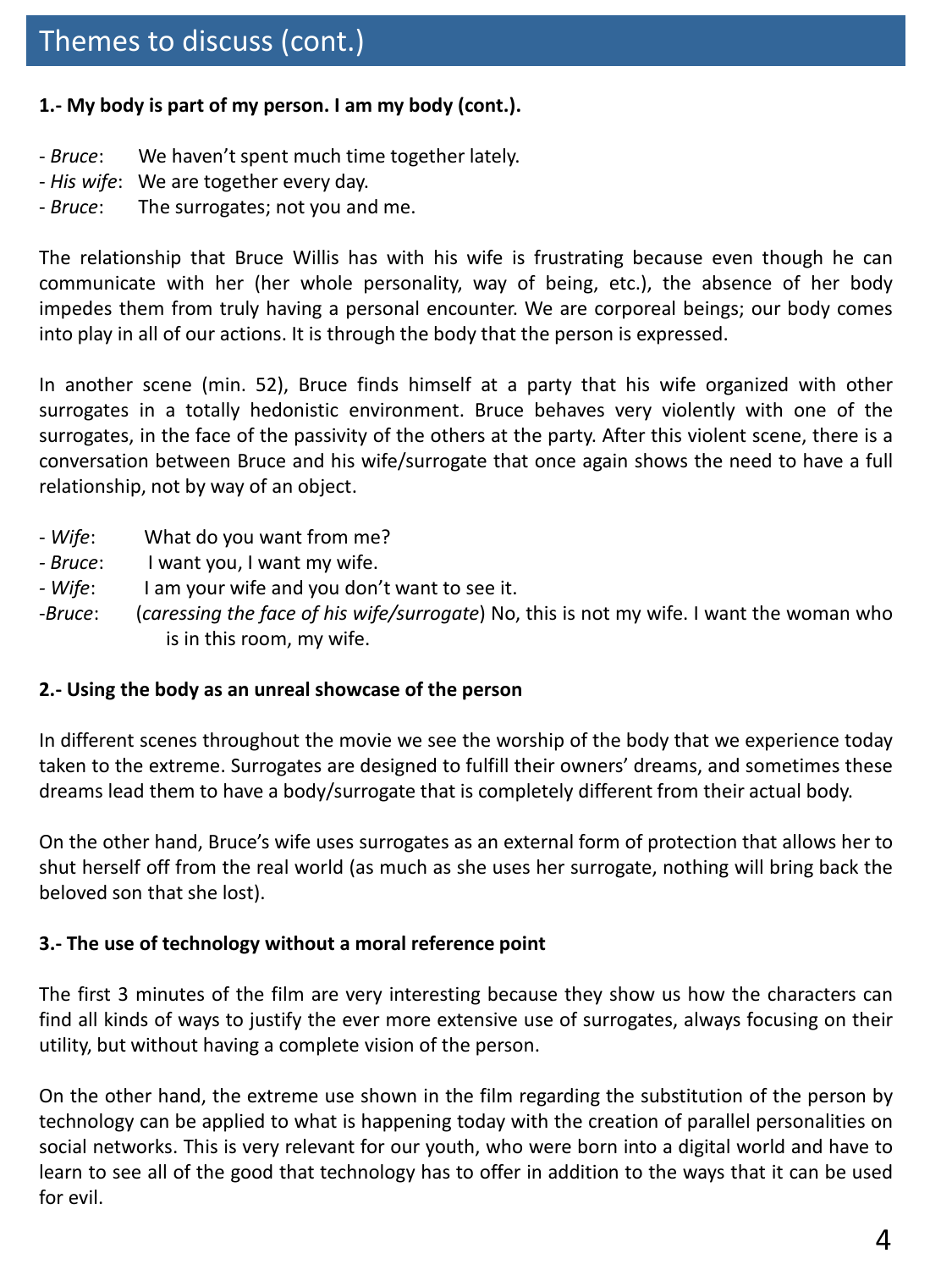## Themes to discuss (cont.)

**1.- My body is part of my person. I am my body (cont.).**

- *Bruce*: We haven't spent much time together lately.
- *His wife*: We are together every day.
- *Bruce*: The surrogates; not you and me.

The relationship that Bruce Willis has with his wife is frustrating because even though he can communicate with her (her whole personality, way of being, etc.), the absence of her body impedes them from truly having a personal encounter. We are corporeal beings; our body comes into play in all of our actions. It is through the body that the person is expressed.

In another scene (min. 52), Bruce finds himself at a party that his wife organized with other surrogates in a totally hedonistic environment. Bruce behaves very violently with one of the surrogates, in the face of the passivity of the others at the party. After this violent scene, there is a conversation between Bruce and his wife/surrogate that once again shows the need to have a full relationship, not by way of an object.

- *Wife*: What do you want from me?
- *Bruce*: I want you, I want my wife.
- *Wife*: I am your wife and you don't want to see it.
- *Bruce*: (*caressing the face of his wife/surrogate*) No, this is not my wife. I want the woman who is in this room, my wife.

**2.- Using the body as an unreal showcase of the person**

In different scenes throughout the movie we see the worship of the body that we experience today taken to the extreme. Surrogates are designed to fulfill their owners' dreams, and sometimes these dreams lead them to have a body/surrogate that is completely different from their actual body.

On the other hand, Bruce's wife uses surrogates as an external form of protection that allows her to shut herself off from the real world (as much as she uses her surrogate, nothing will bring back the beloved son that she lost).

**3.- The use of technology without a moral reference point**

The first 3 minutes of the film are very interesting because they show us how the characters can find all kinds of ways to justify the ever more extensive use of surrogates, always focusing on their utility, but without having a complete vision of the person.

On the other hand, the extreme use shown in the film regarding the substitution of the person by technology can be applied to what is happening today with the creation of parallel personalities on social networks. This is very relevant for our youth, who were born into a digital world and have to learn to see all of the good that technology has to offer in addition to the ways that it can be used for evil.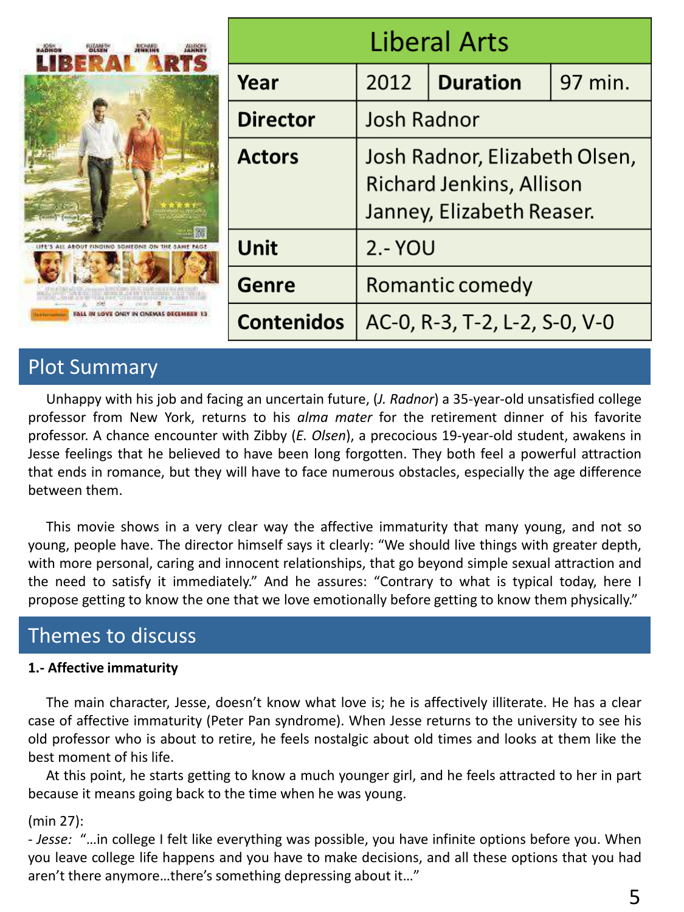| Liberal Arts | | | |
|---|---|---|---|
| **Year** | 2012 | **Duration** | 97 min. |
| **Director** | Josh Radnor | | |
| **Actors** | Josh Radnor, Elizabeth Olsen, Richard Jenkins, Allison Janney, Elizabeth Reaser. | | |
| **Unit** | 2.- YOU | | |
| **Genre** | Romantic comedy | | |
| **Contenidos** | AC-0, R-3, T-2, L-2, S-0, V-0 | | |

## Plot Summary

Unhappy with his job and facing an uncertain future, (*J. Radnor*) a 35-year-old unsatisfied college professor from New York, returns to his *alma mater* for the retirement dinner of his favorite professor. A chance encounter with Zibby (*E. Olsen*), a precocious 19-year-old student, awakens in Jesse feelings that he believed to have been long forgotten. They both feel a powerful attraction that ends in romance, but they will have to face numerous obstacles, especially the age difference between them.

This movie shows in a very clear way the affective immaturity that many young, and not so young, people have. The director himself says it clearly: "We should live things with greater depth, with more personal, caring and innocent relationships, that go beyond simple sexual attraction and the need to satisfy it immediately." And he assures: "Contrary to what is typical today, here I propose getting to know the one that we love emotionally before getting to know them physically."

## Themes to discuss

**1.- Affective immaturity**

The main character, Jesse, doesn't know what love is; he is affectively illiterate. He has a clear case of affective immaturity (Peter Pan syndrome). When Jesse returns to the university to see his old professor who is about to retire, he feels nostalgic about old times and looks at them like the best moment of his life.

At this point, he starts getting to know a much younger girl, and he feels attracted to her in part because it means going back to the time when he was young.

(min 27):
- *Jesse:* "…in college I felt like everything was possible, you have infinite options before you. When you leave college life happens and you have to make decisions, and all these options that you had aren't there anymore…there's something depressing about it…"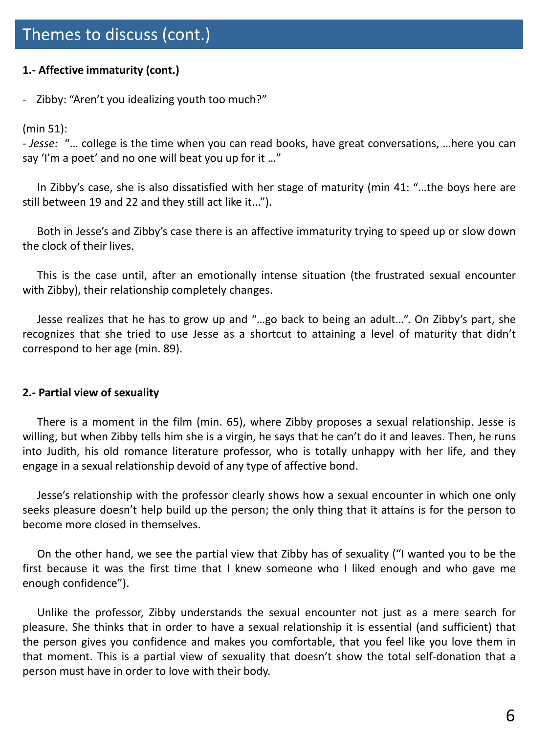## Themes to discuss (cont.)

**1.- Affective immaturity (cont.)**

- Zibby: “Aren’t you idealizing youth too much?”

(min 51):

- *Jesse:* “… college is the time when you can read books, have great conversations, …here you can say ‘I’m a poet’ and no one will beat you up for it …”

In Zibby’s case, she is also dissatisfied with her stage of maturity (min 41: “…the boys here are still between 19 and 22 and they still act like it...”).

Both in Jesse’s and Zibby’s case there is an affective immaturity trying to speed up or slow down the clock of their lives.

This is the case until, after an emotionally intense situation (the frustrated sexual encounter with Zibby), their relationship completely changes.

Jesse realizes that he has to grow up and “…go back to being an adult…”. On Zibby’s part, she recognizes that she tried to use Jesse as a shortcut to attaining a level of maturity that didn’t correspond to her age (min. 89).

**2.- Partial view of sexuality**

There is a moment in the film (min. 65), where Zibby proposes a sexual relationship. Jesse is willing, but when Zibby tells him she is a virgin, he says that he can’t do it and leaves. Then, he runs into Judith, his old romance literature professor, who is totally unhappy with her life, and they engage in a sexual relationship devoid of any type of affective bond.

Jesse’s relationship with the professor clearly shows how a sexual encounter in which one only seeks pleasure doesn’t help build up the person; the only thing that it attains is for the person to become more closed in themselves.

On the other hand, we see the partial view that Zibby has of sexuality (“I wanted you to be the first because it was the first time that I knew someone who I liked enough and who gave me enough confidence”).

Unlike the professor, Zibby understands the sexual encounter not just as a mere search for pleasure. She thinks that in order to have a sexual relationship it is essential (and sufficient) that the person gives you confidence and makes you comfortable, that you feel like you love them in that moment. This is a partial view of sexuality that doesn’t show the total self-donation that a person must have in order to love with their body.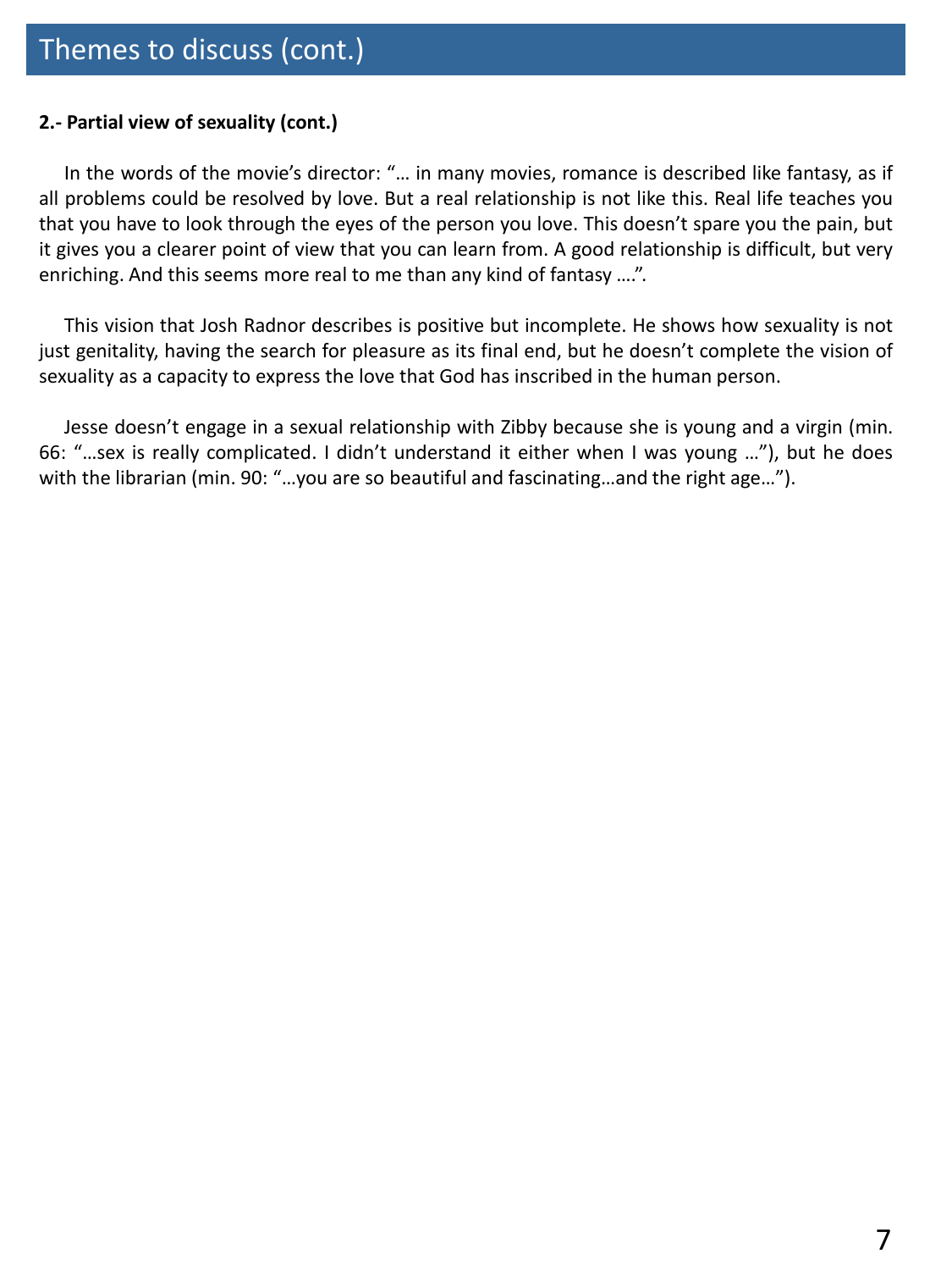# Themes to discuss (cont.)

**2.- Partial view of sexuality (cont.)**

In the words of the movie's director: "… in many movies, romance is described like fantasy, as if all problems could be resolved by love. But a real relationship is not like this. Real life teaches you that you have to look through the eyes of the person you love. This doesn't spare you the pain, but it gives you a clearer point of view that you can learn from. A good relationship is difficult, but very enriching. And this seems more real to me than any kind of fantasy ….".

This vision that Josh Radnor describes is positive but incomplete. He shows how sexuality is not just genitality, having the search for pleasure as its final end, but he doesn't complete the vision of sexuality as a capacity to express the love that God has inscribed in the human person.

Jesse doesn't engage in a sexual relationship with Zibby because she is young and a virgin (min. 66: "…sex is really complicated. I didn't understand it either when I was young …"), but he does with the librarian (min. 90: "…you are so beautiful and fascinating…and the right age…").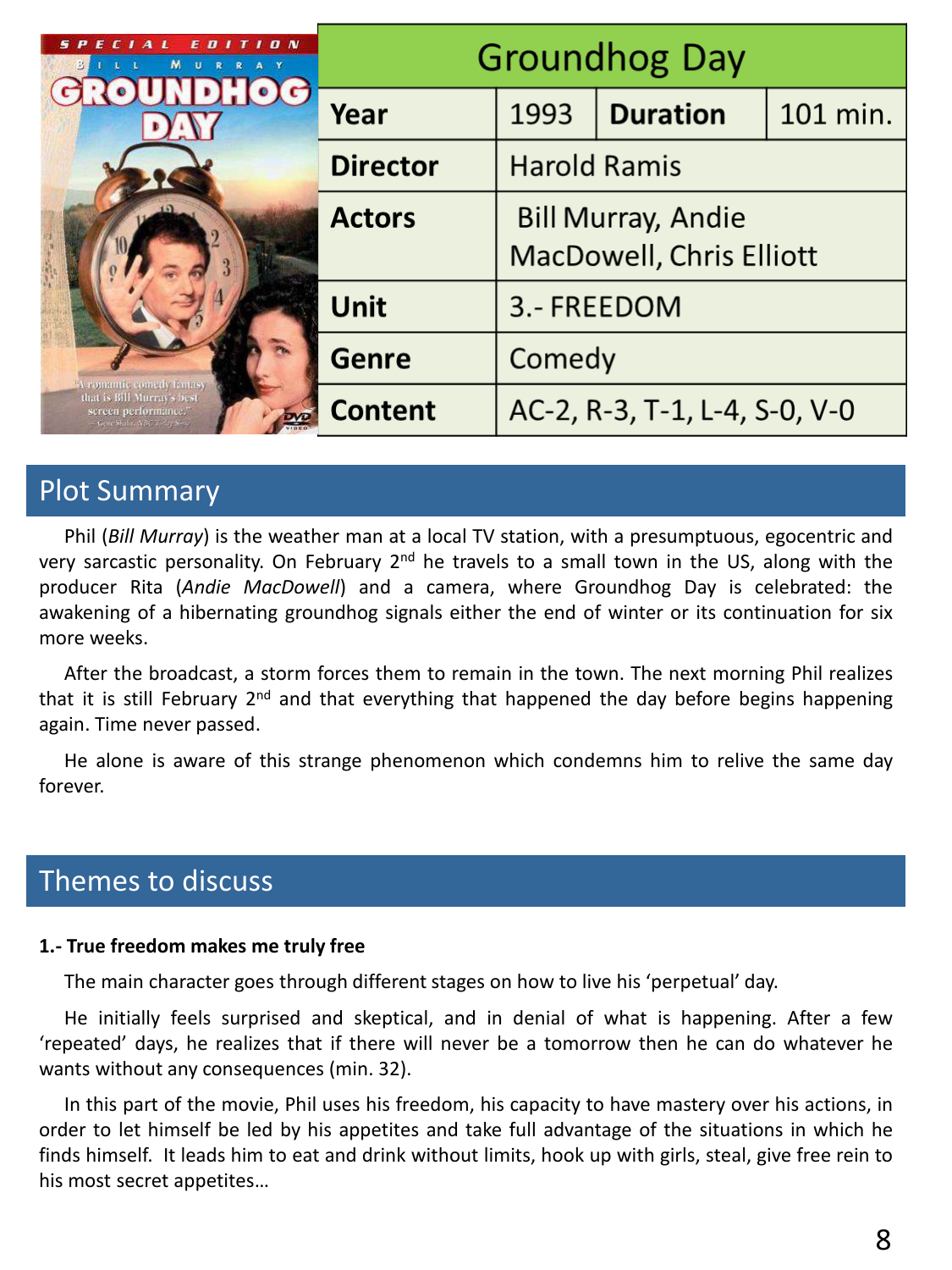| Groundhog Day | | | |
|---|---|---|---|
| **Year** | 1993 | **Duration** | 101 min. |
| **Director** | Harold Ramis | | |
| **Actors** | Bill Murray, Andie MacDowell, Chris Elliott | | |
| **Unit** | 3.- FREEDOM | | |
| **Genre** | Comedy | | |
| **Content** | AC-2, R-3, T-1, L-4, S-0, V-0 | | |

## Plot Summary

Phil (*Bill Murray*) is the weather man at a local TV station, with a presumptuous, egocentric and very sarcastic personality. On February 2nd he travels to a small town in the US, along with the producer Rita (*Andie MacDowell*) and a camera, where Groundhog Day is celebrated: the awakening of a hibernating groundhog signals either the end of winter or its continuation for six more weeks.

After the broadcast, a storm forces them to remain in the town. The next morning Phil realizes that it is still February 2nd and that everything that happened the day before begins happening again. Time never passed.

He alone is aware of this strange phenomenon which condemns him to relive the same day forever.

## Themes to discuss

**1.- True freedom makes me truly free**

The main character goes through different stages on how to live his 'perpetual' day.

He initially feels surprised and skeptical, and in denial of what is happening. After a few 'repeated' days, he realizes that if there will never be a tomorrow then he can do whatever he wants without any consequences (min. 32).

In this part of the movie, Phil uses his freedom, his capacity to have mastery over his actions, in order to let himself be led by his appetites and take full advantage of the situations in which he finds himself. It leads him to eat and drink without limits, hook up with girls, steal, give free rein to his most secret appetites…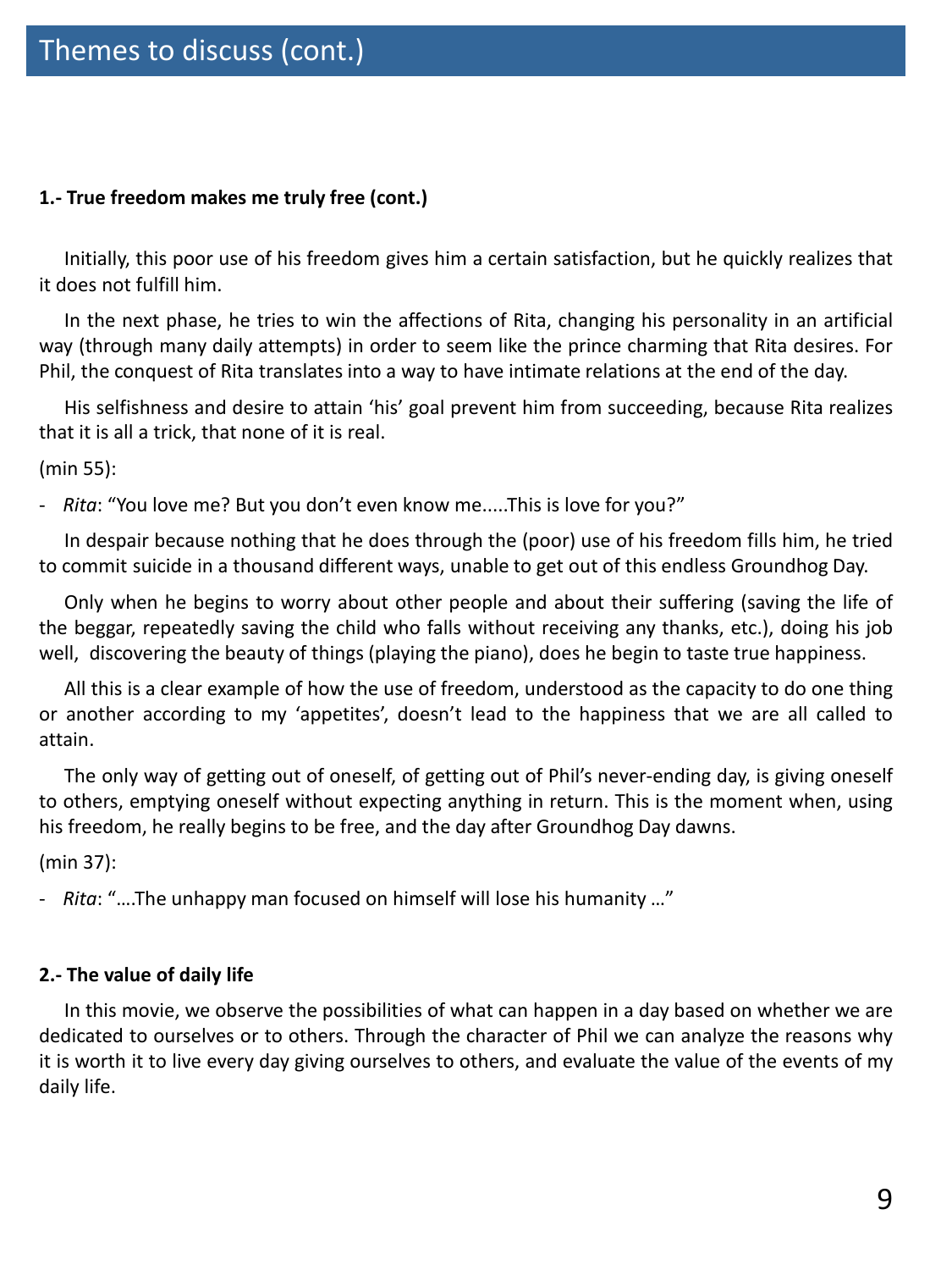## Themes to discuss (cont.)

**1.- True freedom makes me truly free (cont.)**

Initially, this poor use of his freedom gives him a certain satisfaction, but he quickly realizes that it does not fulfill him.

In the next phase, he tries to win the affections of Rita, changing his personality in an artificial way (through many daily attempts) in order to seem like the prince charming that Rita desires. For Phil, the conquest of Rita translates into a way to have intimate relations at the end of the day.

His selfishness and desire to attain 'his' goal prevent him from succeeding, because Rita realizes that it is all a trick, that none of it is real.

(min 55):

- *Rita*: "You love me? But you don't even know me.....This is love for you?"

In despair because nothing that he does through the (poor) use of his freedom fills him, he tried to commit suicide in a thousand different ways, unable to get out of this endless Groundhog Day.

Only when he begins to worry about other people and about their suffering (saving the life of the beggar, repeatedly saving the child who falls without receiving any thanks, etc.), doing his job well, discovering the beauty of things (playing the piano), does he begin to taste true happiness.

All this is a clear example of how the use of freedom, understood as the capacity to do one thing or another according to my 'appetites', doesn't lead to the happiness that we are all called to attain.

The only way of getting out of oneself, of getting out of Phil's never-ending day, is giving oneself to others, emptying oneself without expecting anything in return. This is the moment when, using his freedom, he really begins to be free, and the day after Groundhog Day dawns.

(min 37):

- *Rita*: "….The unhappy man focused on himself will lose his humanity …"

**2.- The value of daily life**

In this movie, we observe the possibilities of what can happen in a day based on whether we are dedicated to ourselves or to others. Through the character of Phil we can analyze the reasons why it is worth it to live every day giving ourselves to others, and evaluate the value of the events of my daily life.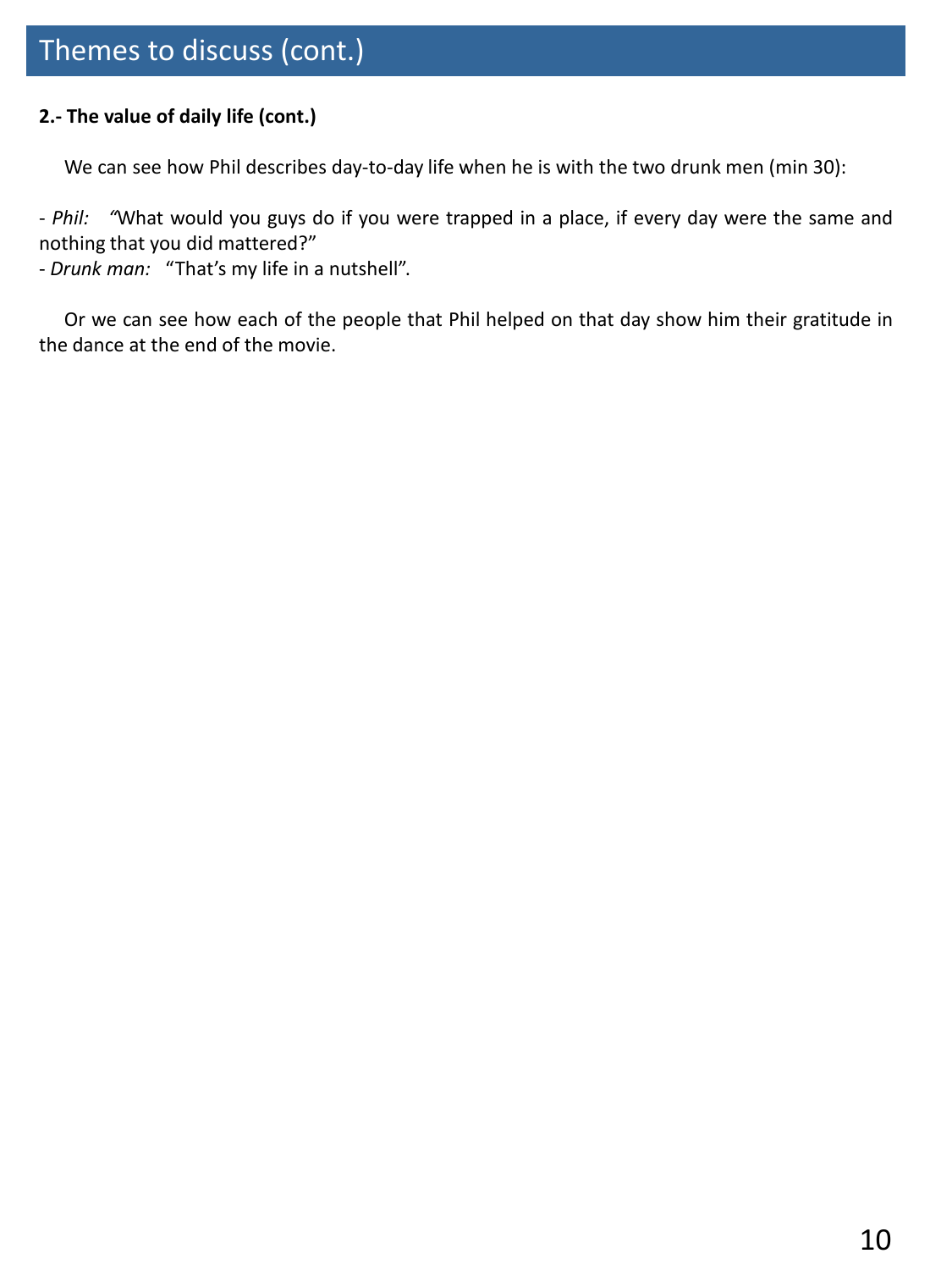# Themes to discuss (cont.)

**2.- The value of daily life (cont.)**

We can see how Phil describes day-to-day life when he is with the two drunk men (min 30):

- *Phil:* "What would you guys do if you were trapped in a place, if every day were the same and nothing that you did mattered?"
- *Drunk man:* "That's my life in a nutshell".

Or we can see how each of the people that Phil helped on that day show him their gratitude in the dance at the end of the movie.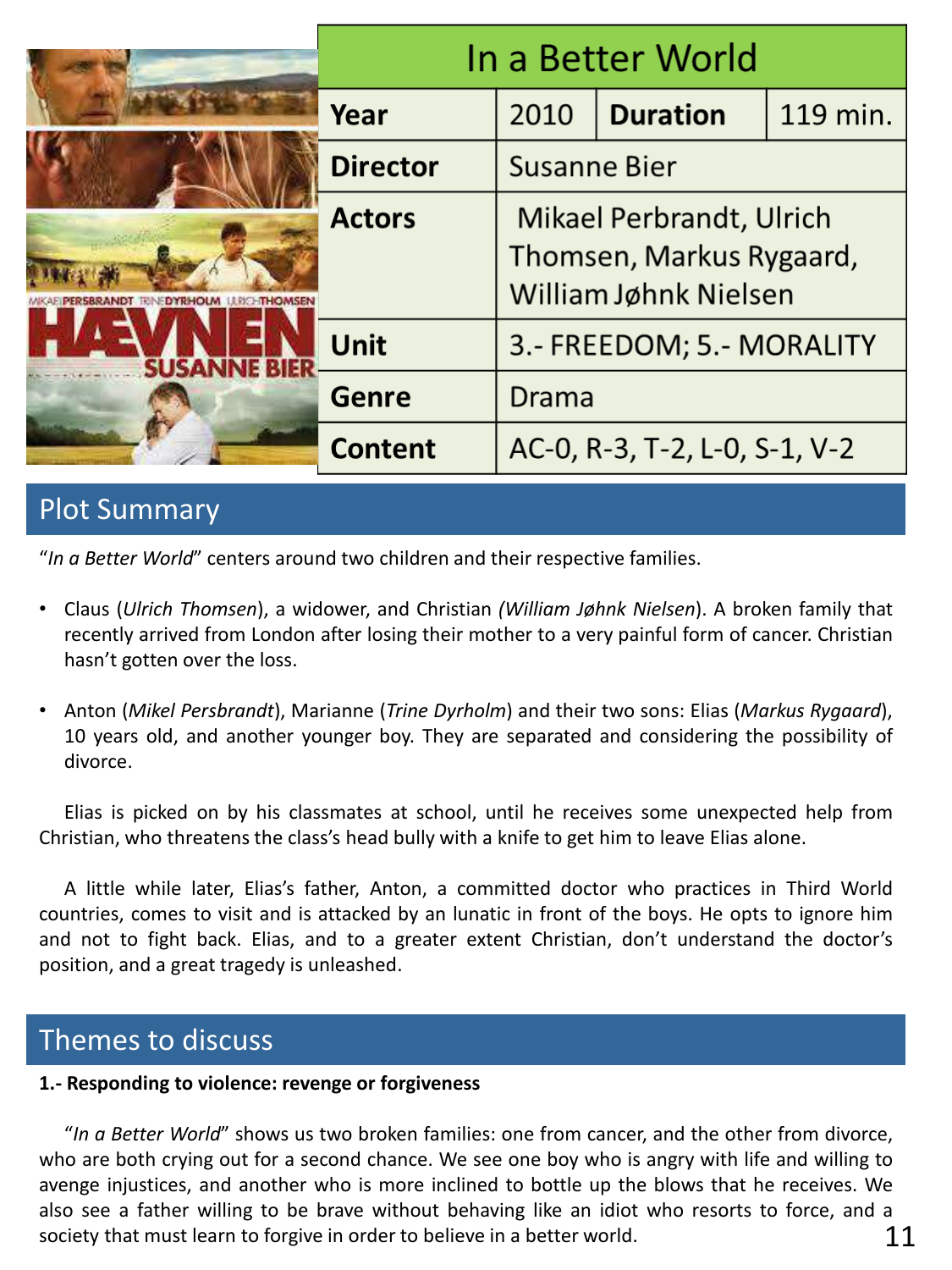| In a Better World | | | |
|---|---|---|---|
| **Year** | 2010 | **Duration** | 119 min. |
| **Director** | Susanne Bier | | |
| **Actors** | Mikael Perbrandt, Ulrich Thomsen, Markus Rygaard, William Jøhnk Nielsen | | |
| **Unit** | 3.- FREEDOM; 5.- MORALITY | | |
| **Genre** | Drama | | |
| **Content** | AC-0, R-3, T-2, L-0, S-1, V-2 | | |

## Plot Summary

"*In a Better World*" centers around two children and their respective families.

- Claus (*Ulrich Thomsen*), a widower, and Christian *(William Jøhnk Nielsen*). A broken family that recently arrived from London after losing their mother to a very painful form of cancer. Christian hasn't gotten over the loss.
- Anton (*Mikel Persbrandt*), Marianne (*Trine Dyrholm*) and their two sons: Elias (*Markus Rygaard*), 10 years old, and another younger boy. They are separated and considering the possibility of divorce.

Elias is picked on by his classmates at school, until he receives some unexpected help from Christian, who threatens the class's head bully with a knife to get him to leave Elias alone.

A little while later, Elias's father, Anton, a committed doctor who practices in Third World countries, comes to visit and is attacked by an lunatic in front of the boys. He opts to ignore him and not to fight back. Elias, and to a greater extent Christian, don't understand the doctor's position, and a great tragedy is unleashed.

## Themes to discuss

**1.- Responding to violence: revenge or forgiveness**

"*In a Better World*" shows us two broken families: one from cancer, and the other from divorce, who are both crying out for a second chance. We see one boy who is angry with life and willing to avenge injustices, and another who is more inclined to bottle up the blows that he receives. We also see a father willing to be brave without behaving like an idiot who resorts to force, and a society that must learn to forgive in order to believe in a better world.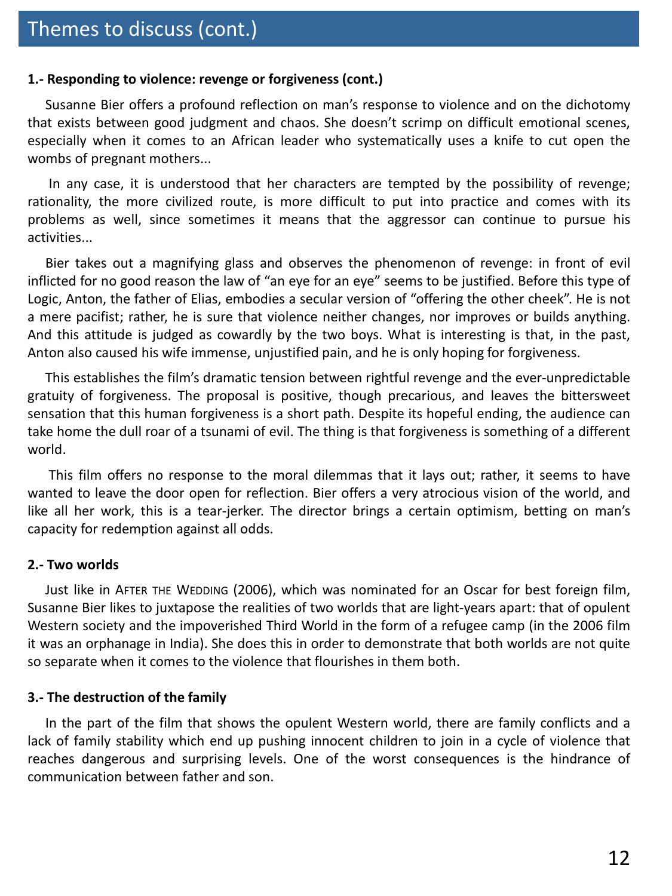# Themes to discuss (cont.)

**1.- Responding to violence: revenge or forgiveness (cont.)**

Susanne Bier offers a profound reflection on man's response to violence and on the dichotomy that exists between good judgment and chaos. She doesn't scrimp on difficult emotional scenes, especially when it comes to an African leader who systematically uses a knife to cut open the wombs of pregnant mothers...

In any case, it is understood that her characters are tempted by the possibility of revenge; rationality, the more civilized route, is more difficult to put into practice and comes with its problems as well, since sometimes it means that the aggressor can continue to pursue his activities...

Bier takes out a magnifying glass and observes the phenomenon of revenge: in front of evil inflicted for no good reason the law of "an eye for an eye" seems to be justified. Before this type of Logic, Anton, the father of Elias, embodies a secular version of "offering the other cheek". He is not a mere pacifist; rather, he is sure that violence neither changes, nor improves or builds anything. And this attitude is judged as cowardly by the two boys. What is interesting is that, in the past, Anton also caused his wife immense, unjustified pain, and he is only hoping for forgiveness.

This establishes the film's dramatic tension between rightful revenge and the ever-unpredictable gratuity of forgiveness. The proposal is positive, though precarious, and leaves the bittersweet sensation that this human forgiveness is a short path. Despite its hopeful ending, the audience can take home the dull roar of a tsunami of evil. The thing is that forgiveness is something of a different world.

This film offers no response to the moral dilemmas that it lays out; rather, it seems to have wanted to leave the door open for reflection. Bier offers a very atrocious vision of the world, and like all her work, this is a tear-jerker. The director brings a certain optimism, betting on man's capacity for redemption against all odds.

**2.- Two worlds**

Just like in AFTER THE WEDDING (2006), which was nominated for an Oscar for best foreign film, Susanne Bier likes to juxtapose the realities of two worlds that are light-years apart: that of opulent Western society and the impoverished Third World in the form of a refugee camp (in the 2006 film it was an orphanage in India). She does this in order to demonstrate that both worlds are not quite so separate when it comes to the violence that flourishes in them both.

**3.- The destruction of the family**

In the part of the film that shows the opulent Western world, there are family conflicts and a lack of family stability which end up pushing innocent children to join in a cycle of violence that reaches dangerous and surprising levels. One of the worst consequences is the hindrance of communication between father and son.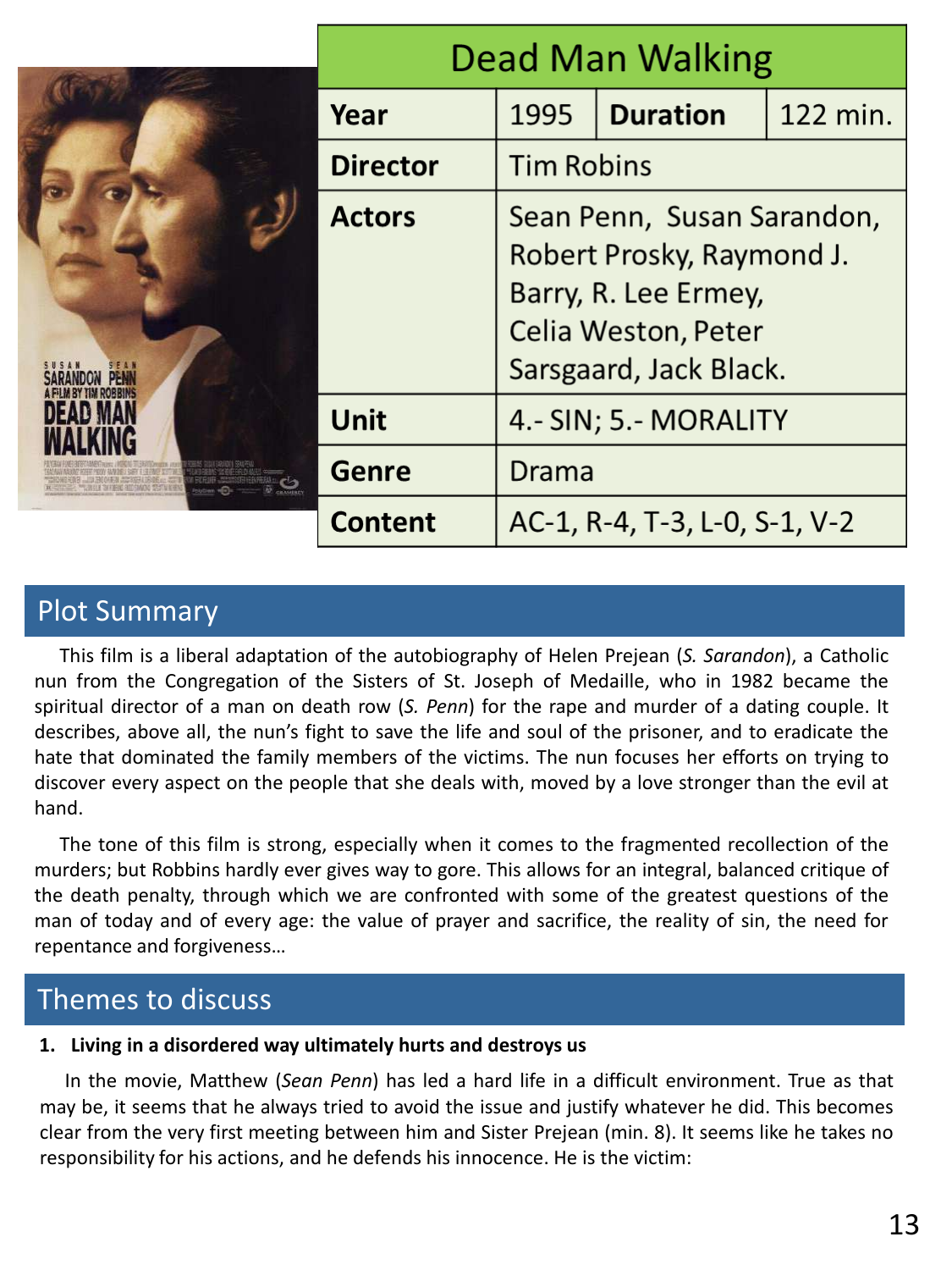| Dead Man Walking | | | |
|---|---|---|---|
| **Year** | 1995 | **Duration** | 122 min. |
| **Director** | Tim Robins | | |
| **Actors** | Sean Penn, Susan Sarandon, Robert Prosky, Raymond J. Barry, R. Lee Ermey, Celia Weston, Peter Sarsgaard, Jack Black. | | |
| **Unit** | 4.- SIN; 5.- MORALITY | | |
| **Genre** | Drama | | |
| **Content** | AC-1, R-4, T-3, L-0, S-1, V-2 | | |

## Plot Summary

This film is a liberal adaptation of the autobiography of Helen Prejean (*S. Sarandon*), a Catholic nun from the Congregation of the Sisters of St. Joseph of Medaille, who in 1982 became the spiritual director of a man on death row (*S. Penn*) for the rape and murder of a dating couple. It describes, above all, the nun's fight to save the life and soul of the prisoner, and to eradicate the hate that dominated the family members of the victims. The nun focuses her efforts on trying to discover every aspect on the people that she deals with, moved by a love stronger than the evil at hand.

The tone of this film is strong, especially when it comes to the fragmented recollection of the murders; but Robbins hardly ever gives way to gore. This allows for an integral, balanced critique of the death penalty, through which we are confronted with some of the greatest questions of the man of today and of every age: the value of prayer and sacrifice, the reality of sin, the need for repentance and forgiveness…

## Themes to discuss

**1. Living in a disordered way ultimately hurts and destroys us**

In the movie, Matthew (*Sean Penn*) has led a hard life in a difficult environment. True as that may be, it seems that he always tried to avoid the issue and justify whatever he did. This becomes clear from the very first meeting between him and Sister Prejean (min. 8). It seems like he takes no responsibility for his actions, and he defends his innocence. He is the victim: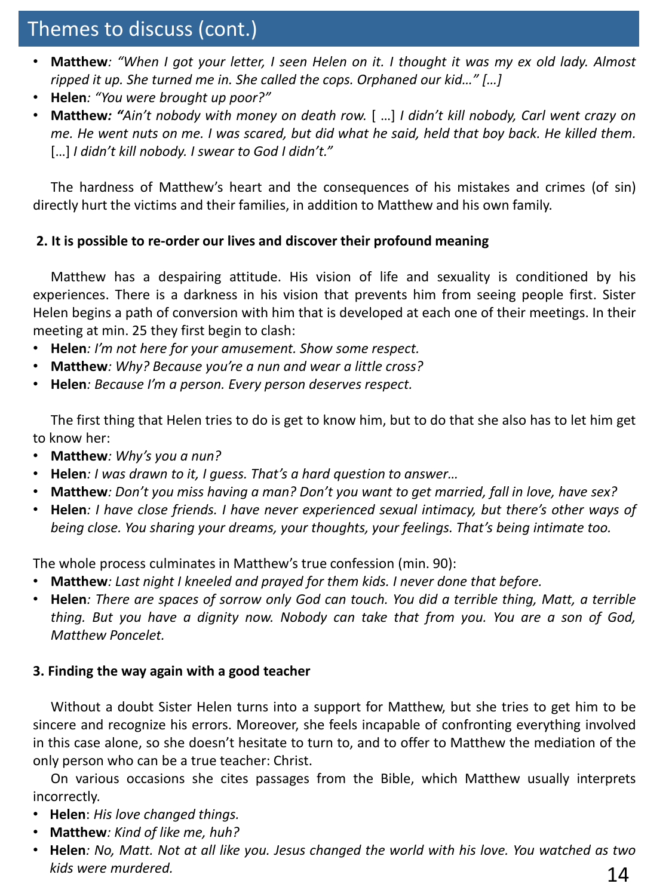## Themes to discuss (cont.)

- **Matthew**: *"When I got your letter, I seen Helen on it. I thought it was my ex old lady. Almost ripped it up. She turned me in. She called the cops. Orphaned our kid…" […]*
- **Helen**: *"You were brought up poor?"*
- **Matthew: "***Ain't nobody with money on death row.* [ …] *I didn't kill nobody, Carl went crazy on me. He went nuts on me. I was scared, but did what he said, held that boy back. He killed them.* […] *I didn't kill nobody. I swear to God I didn't."*

The hardness of Matthew's heart and the consequences of his mistakes and crimes (of sin) directly hurt the victims and their families, in addition to Matthew and his own family.

**2. It is possible to re-order our lives and discover their profound meaning**

Matthew has a despairing attitude. His vision of life and sexuality is conditioned by his experiences. There is a darkness in his vision that prevents him from seeing people first. Sister Helen begins a path of conversion with him that is developed at each one of their meetings. In their meeting at min. 25 they first begin to clash:

- **Helen**: *I'm not here for your amusement. Show some respect.*
- **Matthew**: *Why? Because you're a nun and wear a little cross?*
- **Helen**: *Because I'm a person. Every person deserves respect.*

The first thing that Helen tries to do is get to know him, but to do that she also has to let him get to know her:

- **Matthew**: *Why's you a nun?*
- **Helen**: *I was drawn to it, I guess. That's a hard question to answer…*
- **Matthew**: *Don't you miss having a man? Don't you want to get married, fall in love, have sex?*
- **Helen**: *I have close friends. I have never experienced sexual intimacy, but there's other ways of being close. You sharing your dreams, your thoughts, your feelings. That's being intimate too.*

The whole process culminates in Matthew's true confession (min. 90):

- **Matthew**: *Last night I kneeled and prayed for them kids. I never done that before.*
- **Helen**: *There are spaces of sorrow only God can touch. You did a terrible thing, Matt, a terrible thing. But you have a dignity now. Nobody can take that from you. You are a son of God, Matthew Poncelet.*

**3. Finding the way again with a good teacher**

Without a doubt Sister Helen turns into a support for Matthew, but she tries to get him to be sincere and recognize his errors. Moreover, she feels incapable of confronting everything involved in this case alone, so she doesn't hesitate to turn to, and to offer to Matthew the mediation of the only person who can be a true teacher: Christ.

On various occasions she cites passages from the Bible, which Matthew usually interprets incorrectly.

- **Helen**: *His love changed things.*
- **Matthew**: *Kind of like me, huh?*
- **Helen**: *No, Matt. Not at all like you. Jesus changed the world with his love. You watched as two kids were murdered.*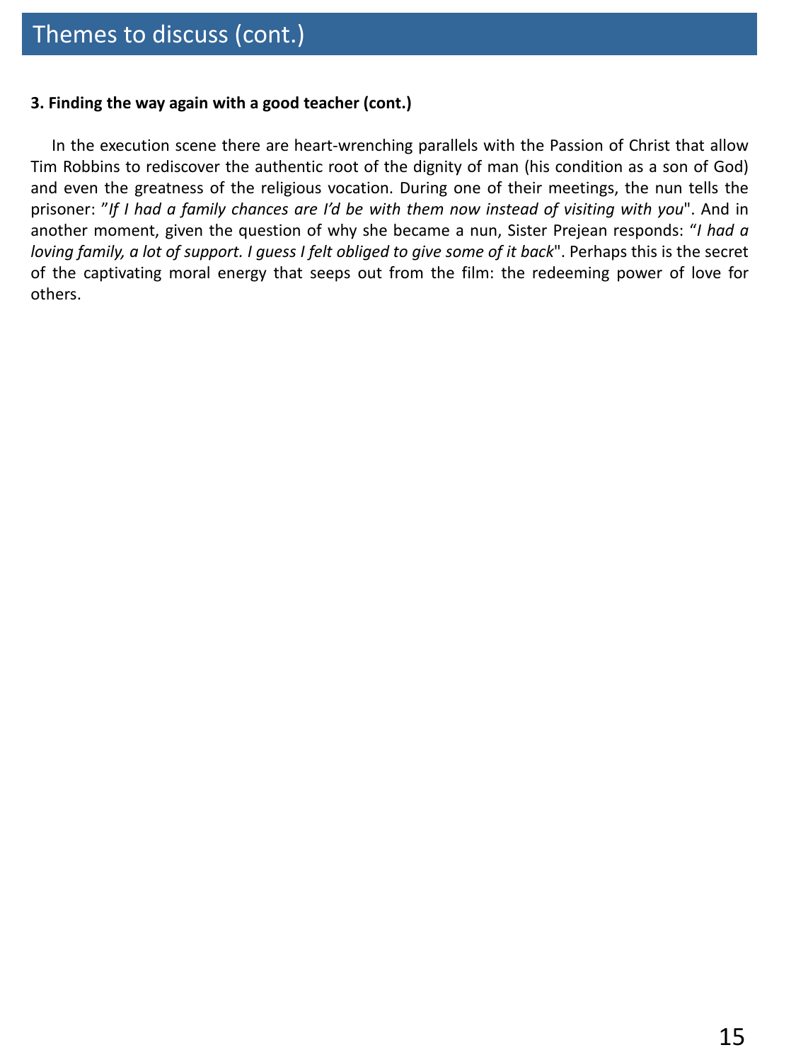# Themes to discuss (cont.)

**3. Finding the way again with a good teacher (cont.)**

In the execution scene there are heart-wrenching parallels with the Passion of Christ that allow Tim Robbins to rediscover the authentic root of the dignity of man (his condition as a son of God) and even the greatness of the religious vocation. During one of their meetings, the nun tells the prisoner: "*If I had a family chances are I'd be with them now instead of visiting with you*". And in another moment, given the question of why she became a nun, Sister Prejean responds: "*I had a loving family, a lot of support. I guess I felt obliged to give some of it back*". Perhaps this is the secret of the captivating moral energy that seeps out from the film: the redeeming power of love for others.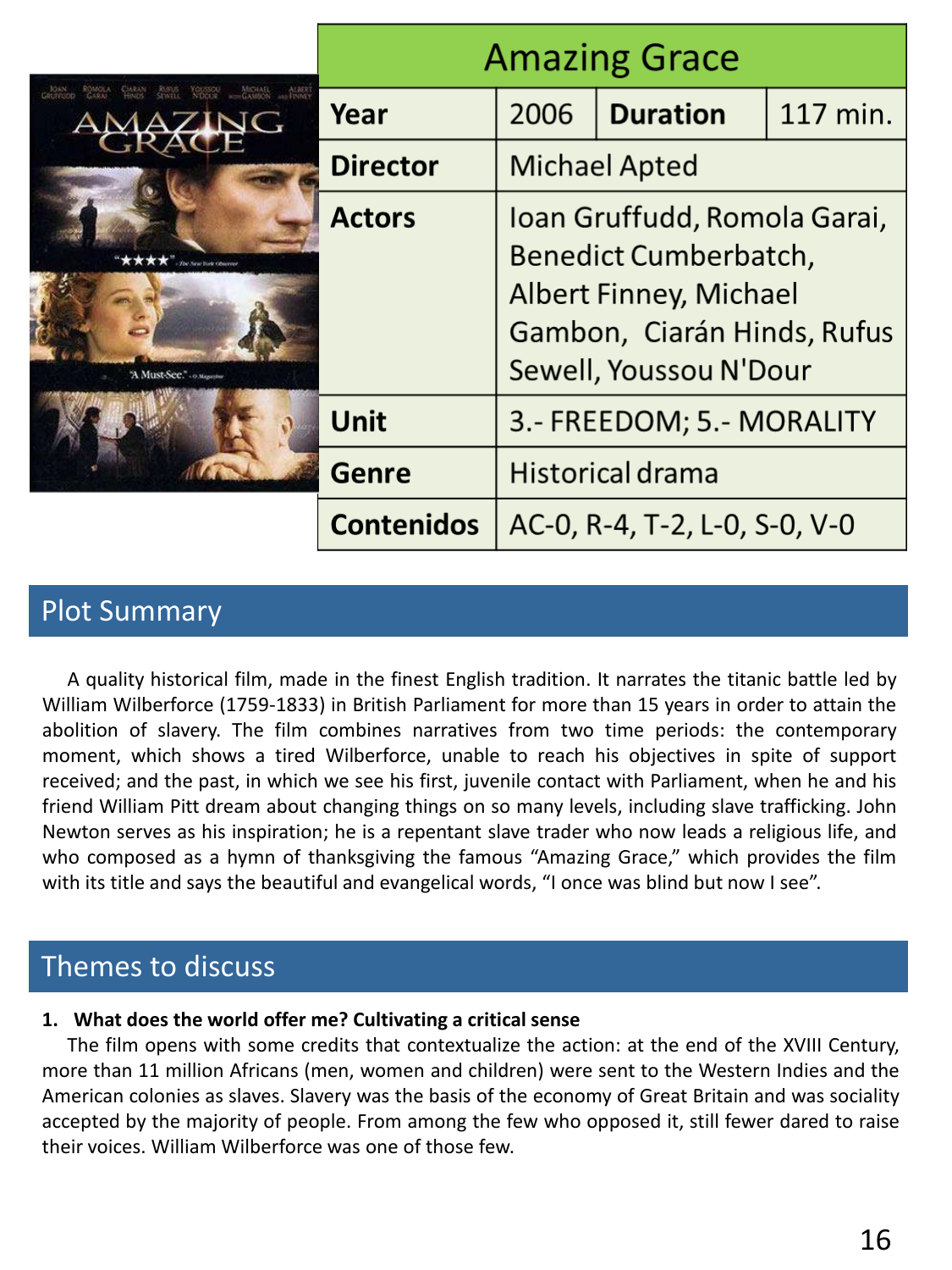| Amazing Grace | | | |
|---|---|---|---|
| **Year** | 2006 | **Duration** | 117 min. |
| **Director** | Michael Apted | | |
| **Actors** | Ioan Gruffudd, Romola Garai, Benedict Cumberbatch, Albert Finney, Michael Gambon, Ciarán Hinds, Rufus Sewell, Youssou N'Dour | | |
| **Unit** | 3.- FREEDOM; 5.- MORALITY | | |
| **Genre** | Historical drama | | |
| **Contenidos** | AC-0, R-4, T-2, L-0, S-0, V-0 | | |

## Plot Summary

A quality historical film, made in the finest English tradition. It narrates the titanic battle led by William Wilberforce (1759-1833) in British Parliament for more than 15 years in order to attain the abolition of slavery. The film combines narratives from two time periods: the contemporary moment, which shows a tired Wilberforce, unable to reach his objectives in spite of support received; and the past, in which we see his first, juvenile contact with Parliament, when he and his friend William Pitt dream about changing things on so many levels, including slave trafficking. John Newton serves as his inspiration; he is a repentant slave trader who now leads a religious life, and who composed as a hymn of thanksgiving the famous "Amazing Grace," which provides the film with its title and says the beautiful and evangelical words, "I once was blind but now I see".

## Themes to discuss

**1. What does the world offer me? Cultivating a critical sense**

The film opens with some credits that contextualize the action: at the end of the XVIII Century, more than 11 million Africans (men, women and children) were sent to the Western Indies and the American colonies as slaves. Slavery was the basis of the economy of Great Britain and was sociality accepted by the majority of people. From among the few who opposed it, still fewer dared to raise their voices. William Wilberforce was one of those few.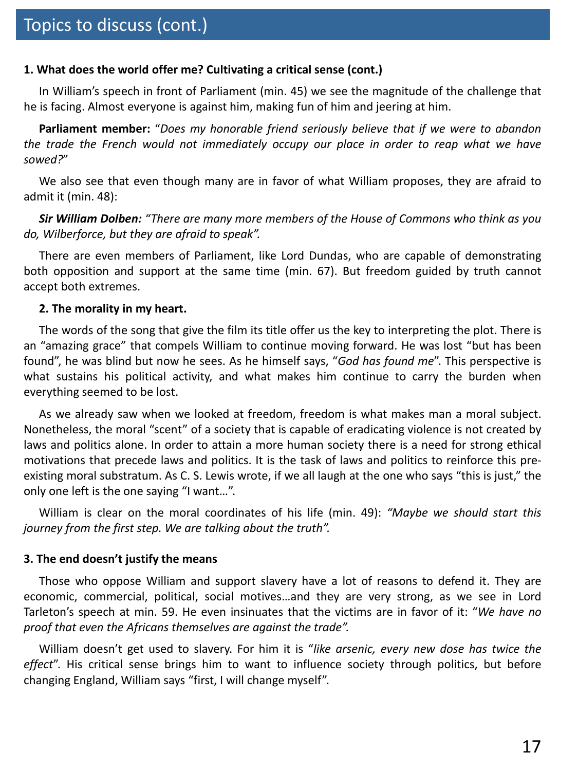# Topics to discuss (cont.)

**1. What does the world offer me? Cultivating a critical sense (cont.)**

In William's speech in front of Parliament (min. 45) we see the magnitude of the challenge that he is facing. Almost everyone is against him, making fun of him and jeering at him.

**Parliament member:** "*Does my honorable friend seriously believe that if we were to abandon the trade the French would not immediately occupy our place in order to reap what we have sowed?*"

We also see that even though many are in favor of what William proposes, they are afraid to admit it (min. 48):

***Sir William Dolben:*** *"There are many more members of the House of Commons who think as you do, Wilberforce, but they are afraid to speak".*

There are even members of Parliament, like Lord Dundas, who are capable of demonstrating both opposition and support at the same time (min. 67). But freedom guided by truth cannot accept both extremes.

**2. The morality in my heart.**

The words of the song that give the film its title offer us the key to interpreting the plot. There is an "amazing grace" that compels William to continue moving forward. He was lost "but has been found", he was blind but now he sees. As he himself says, "*God has found me*". This perspective is what sustains his political activity, and what makes him continue to carry the burden when everything seemed to be lost.

As we already saw when we looked at freedom, freedom is what makes man a moral subject. Nonetheless, the moral "scent" of a society that is capable of eradicating violence is not created by laws and politics alone. In order to attain a more human society there is a need for strong ethical motivations that precede laws and politics. It is the task of laws and politics to reinforce this pre-existing moral substratum. As C. S. Lewis wrote, if we all laugh at the one who says "this is just," the only one left is the one saying "I want…".

William is clear on the moral coordinates of his life (min. 49): *"Maybe we should start this journey from the first step. We are talking about the truth".*

**3. The end doesn't justify the means**

Those who oppose William and support slavery have a lot of reasons to defend it. They are economic, commercial, political, social motives…and they are very strong, as we see in Lord Tarleton's speech at min. 59. He even insinuates that the victims are in favor of it: "*We have no proof that even the Africans themselves are against the trade".*

William doesn't get used to slavery. For him it is "*like arsenic, every new dose has twice the effect*". His critical sense brings him to want to influence society through politics, but before changing England, William says "first, I will change myself".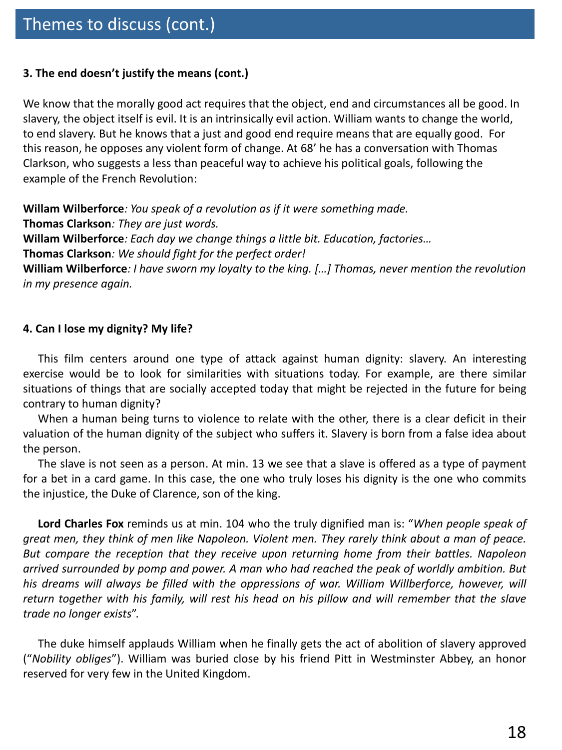## Themes to discuss (cont.)

**3. The end doesn't justify the means (cont.)**

We know that the morally good act requires that the object, end and circumstances all be good. In slavery, the object itself is evil. It is an intrinsically evil action. William wants to change the world, to end slavery. But he knows that a just and good end require means that are equally good. For this reason, he opposes any violent form of change. At 68' he has a conversation with Thomas Clarkson, who suggests a less than peaceful way to achieve his political goals, following the example of the French Revolution:

**Willam Wilberforce***: You speak of a revolution as if it were something made.*
**Thomas Clarkson***: They are just words.*
**Willam Wilberforce***: Each day we change things a little bit. Education, factories…*
**Thomas Clarkson***: We should fight for the perfect order!*
**William Wilberforce***: I have sworn my loyalty to the king. […] Thomas, never mention the revolution in my presence again.*

**4. Can I lose my dignity? My life?**

This film centers around one type of attack against human dignity: slavery. An interesting exercise would be to look for similarities with situations today. For example, are there similar situations of things that are socially accepted today that might be rejected in the future for being contrary to human dignity?

When a human being turns to violence to relate with the other, there is a clear deficit in their valuation of the human dignity of the subject who suffers it. Slavery is born from a false idea about the person.

The slave is not seen as a person. At min. 13 we see that a slave is offered as a type of payment for a bet in a card game. In this case, the one who truly loses his dignity is the one who commits the injustice, the Duke of Clarence, son of the king.

**Lord Charles Fox** reminds us at min. 104 who the truly dignified man is: "*When people speak of great men, they think of men like Napoleon. Violent men. They rarely think about a man of peace. But compare the reception that they receive upon returning home from their battles. Napoleon arrived surrounded by pomp and power. A man who had reached the peak of worldly ambition. But his dreams will always be filled with the oppressions of war. William Willberforce, however, will return together with his family, will rest his head on his pillow and will remember that the slave trade no longer exists*".

The duke himself applauds William when he finally gets the act of abolition of slavery approved ("*Nobility obliges*"). William was buried close by his friend Pitt in Westminster Abbey, an honor reserved for very few in the United Kingdom.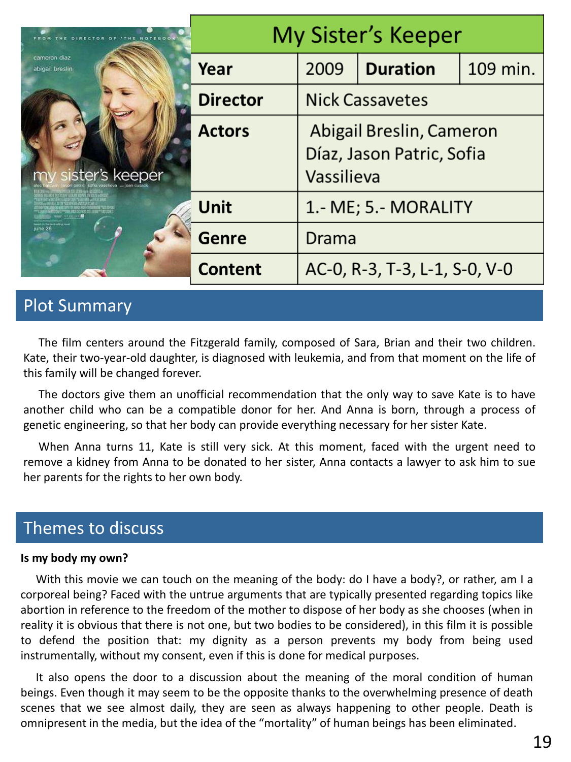| My Sister's Keeper | | | |
|---|---|---|---|
| **Year** | 2009 | **Duration** | 109 min. |
| **Director** | Nick Cassavetes | | |
| **Actors** | Abigail Breslin, Cameron Díaz, Jason Patric, Sofia Vassilieva | | |
| **Unit** | 1.- ME; 5.- MORALITY | | |
| **Genre** | Drama | | |
| **Content** | AC-0, R-3, T-3, L-1, S-0, V-0 | | |

## Plot Summary

The film centers around the Fitzgerald family, composed of Sara, Brian and their two children. Kate, their two-year-old daughter, is diagnosed with leukemia, and from that moment on the life of this family will be changed forever.

The doctors give them an unofficial recommendation that the only way to save Kate is to have another child who can be a compatible donor for her. And Anna is born, through a process of genetic engineering, so that her body can provide everything necessary for her sister Kate.

When Anna turns 11, Kate is still very sick. At this moment, faced with the urgent need to remove a kidney from Anna to be donated to her sister, Anna contacts a lawyer to ask him to sue her parents for the rights to her own body.

## Themes to discuss

**Is my body my own?**

With this movie we can touch on the meaning of the body: do I have a body?, or rather, am I a corporeal being? Faced with the untrue arguments that are typically presented regarding topics like abortion in reference to the freedom of the mother to dispose of her body as she chooses (when in reality it is obvious that there is not one, but two bodies to be considered), in this film it is possible to defend the position that: my dignity as a person prevents my body from being used instrumentally, without my consent, even if this is done for medical purposes.

It also opens the door to a discussion about the meaning of the moral condition of human beings. Even though it may seem to be the opposite thanks to the overwhelming presence of death scenes that we see almost daily, they are seen as always happening to other people. Death is omnipresent in the media, but the idea of the "mortality" of human beings has been eliminated.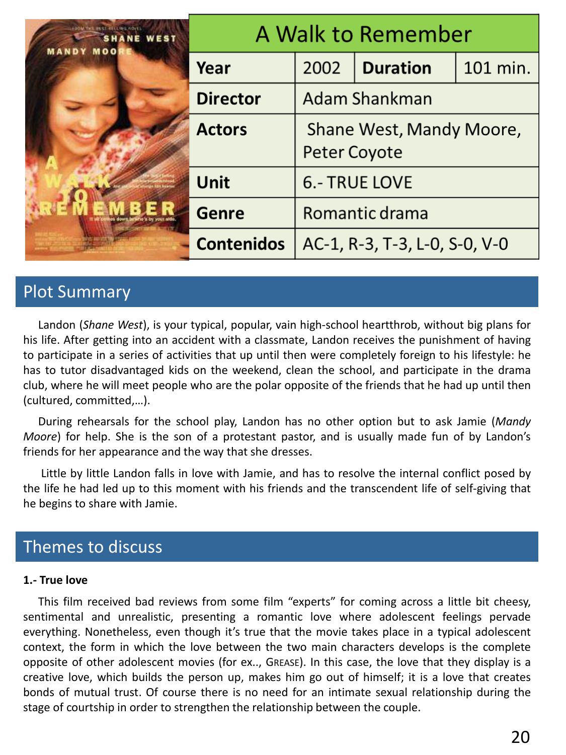| A Walk to Remember | | | |
|---|---|---|---|
| **Year** | 2002 | **Duration** | 101 min. |
| **Director** | Adam Shankman | | |
| **Actors** | Shane West, Mandy Moore, Peter Coyote | | |
| **Unit** | 6.- TRUE LOVE | | |
| **Genre** | Romantic drama | | |
| **Contenidos** | AC-1, R-3, T-3, L-0, S-0, V-0 | | |

## Plot Summary

Landon (*Shane West*), is your typical, popular, vain high-school heartthrob, without big plans for his life. After getting into an accident with a classmate, Landon receives the punishment of having to participate in a series of activities that up until then were completely foreign to his lifestyle: he has to tutor disadvantaged kids on the weekend, clean the school, and participate in the drama club, where he will meet people who are the polar opposite of the friends that he had up until then (cultured, committed,…).

During rehearsals for the school play, Landon has no other option but to ask Jamie (*Mandy Moore*) for help. She is the son of a protestant pastor, and is usually made fun of by Landon's friends for her appearance and the way that she dresses.

Little by little Landon falls in love with Jamie, and has to resolve the internal conflict posed by the life he had led up to this moment with his friends and the transcendent life of self-giving that he begins to share with Jamie.

## Themes to discuss

**1.- True love**

This film received bad reviews from some film "experts" for coming across a little bit cheesy, sentimental and unrealistic, presenting a romantic love where adolescent feelings pervade everything. Nonetheless, even though it's true that the movie takes place in a typical adolescent context, the form in which the love between the two main characters develops is the complete opposite of other adolescent movies (for ex.., GREASE). In this case, the love that they display is a creative love, which builds the person up, makes him go out of himself; it is a love that creates bonds of mutual trust. Of course there is no need for an intimate sexual relationship during the stage of courtship in order to strengthen the relationship between the couple.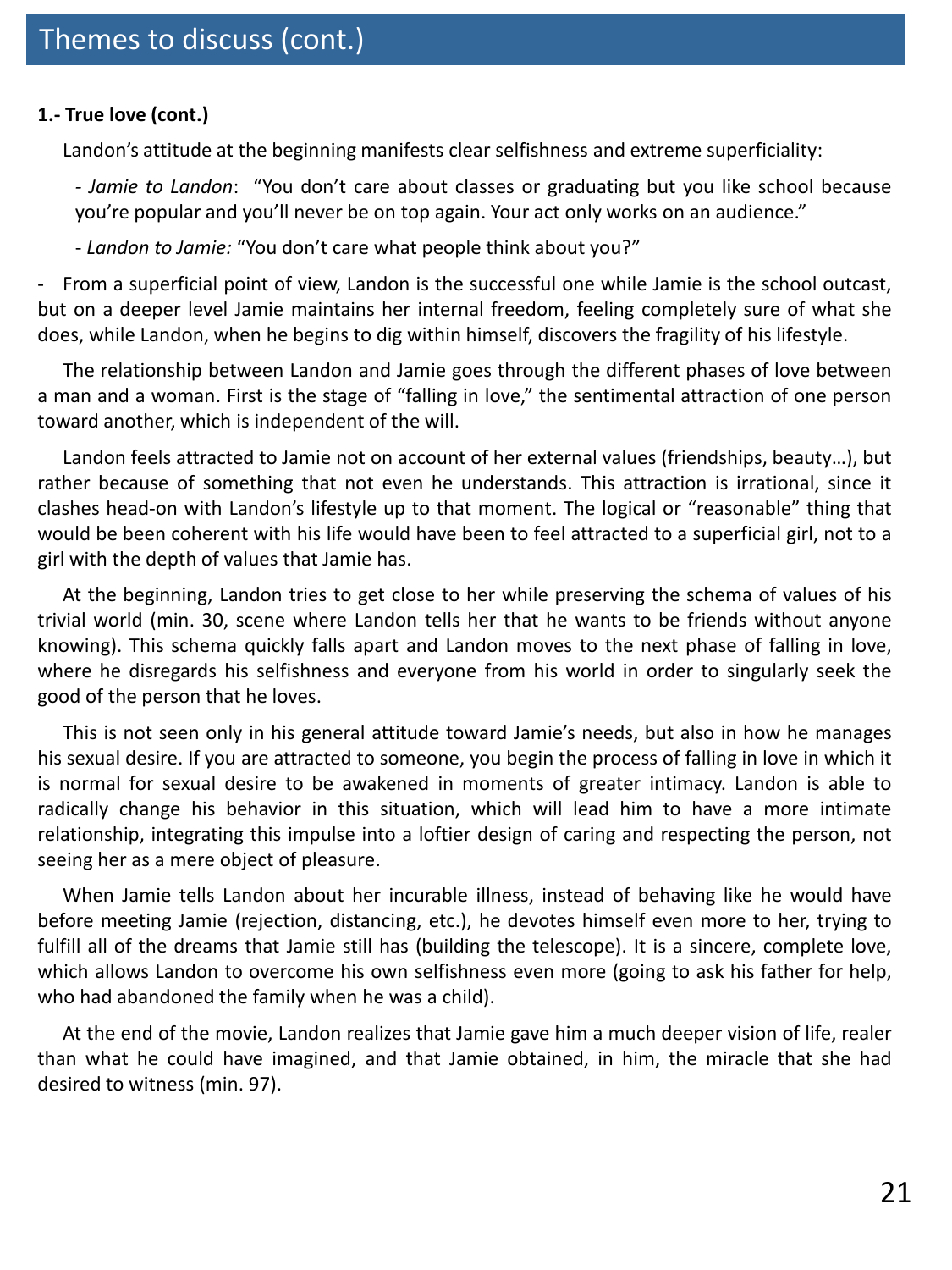## Themes to discuss (cont.)

**1.- True love (cont.)**

Landon's attitude at the beginning manifests clear selfishness and extreme superficiality:

- *Jamie to Landon*: "You don't care about classes or graduating but you like school because you're popular and you'll never be on top again. Your act only works on an audience."

- *Landon to Jamie:* "You don't care what people think about you?"

- From a superficial point of view, Landon is the successful one while Jamie is the school outcast, but on a deeper level Jamie maintains her internal freedom, feeling completely sure of what she does, while Landon, when he begins to dig within himself, discovers the fragility of his lifestyle.

The relationship between Landon and Jamie goes through the different phases of love between a man and a woman. First is the stage of "falling in love," the sentimental attraction of one person toward another, which is independent of the will.

Landon feels attracted to Jamie not on account of her external values (friendships, beauty…), but rather because of something that not even he understands. This attraction is irrational, since it clashes head-on with Landon's lifestyle up to that moment. The logical or "reasonable" thing that would be been coherent with his life would have been to feel attracted to a superficial girl, not to a girl with the depth of values that Jamie has.

At the beginning, Landon tries to get close to her while preserving the schema of values of his trivial world (min. 30, scene where Landon tells her that he wants to be friends without anyone knowing). This schema quickly falls apart and Landon moves to the next phase of falling in love, where he disregards his selfishness and everyone from his world in order to singularly seek the good of the person that he loves.

This is not seen only in his general attitude toward Jamie's needs, but also in how he manages his sexual desire. If you are attracted to someone, you begin the process of falling in love in which it is normal for sexual desire to be awakened in moments of greater intimacy. Landon is able to radically change his behavior in this situation, which will lead him to have a more intimate relationship, integrating this impulse into a loftier design of caring and respecting the person, not seeing her as a mere object of pleasure.

When Jamie tells Landon about her incurable illness, instead of behaving like he would have before meeting Jamie (rejection, distancing, etc.), he devotes himself even more to her, trying to fulfill all of the dreams that Jamie still has (building the telescope). It is a sincere, complete love, which allows Landon to overcome his own selfishness even more (going to ask his father for help, who had abandoned the family when he was a child).

At the end of the movie, Landon realizes that Jamie gave him a much deeper vision of life, realer than what he could have imagined, and that Jamie obtained, in him, the miracle that she had desired to witness (min. 97).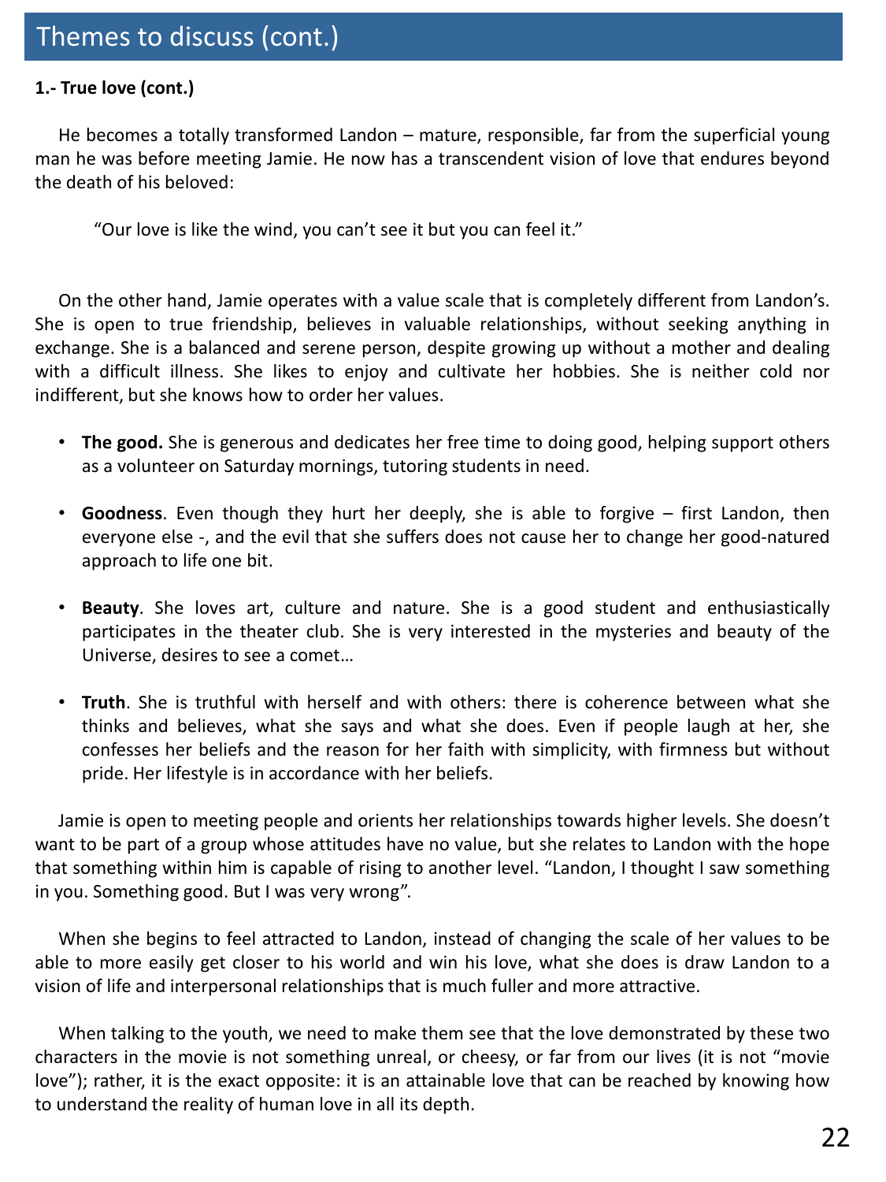# Themes to discuss (cont.)

**1.- True love (cont.)**

He becomes a totally transformed Landon – mature, responsible, far from the superficial young man he was before meeting Jamie. He now has a transcendent vision of love that endures beyond the death of his beloved:

> "Our love is like the wind, you can't see it but you can feel it."

On the other hand, Jamie operates with a value scale that is completely different from Landon's. She is open to true friendship, believes in valuable relationships, without seeking anything in exchange. She is a balanced and serene person, despite growing up without a mother and dealing with a difficult illness. She likes to enjoy and cultivate her hobbies. She is neither cold nor indifferent, but she knows how to order her values.

- **The good.** She is generous and dedicates her free time to doing good, helping support others as a volunteer on Saturday mornings, tutoring students in need.
- **Goodness**. Even though they hurt her deeply, she is able to forgive – first Landon, then everyone else -, and the evil that she suffers does not cause her to change her good-natured approach to life one bit.
- **Beauty**. She loves art, culture and nature. She is a good student and enthusiastically participates in the theater club. She is very interested in the mysteries and beauty of the Universe, desires to see a comet…
- **Truth**. She is truthful with herself and with others: there is coherence between what she thinks and believes, what she says and what she does. Even if people laugh at her, she confesses her beliefs and the reason for her faith with simplicity, with firmness but without pride. Her lifestyle is in accordance with her beliefs.

Jamie is open to meeting people and orients her relationships towards higher levels. She doesn't want to be part of a group whose attitudes have no value, but she relates to Landon with the hope that something within him is capable of rising to another level. "Landon, I thought I saw something in you. Something good. But I was very wrong".

When she begins to feel attracted to Landon, instead of changing the scale of her values to be able to more easily get closer to his world and win his love, what she does is draw Landon to a vision of life and interpersonal relationships that is much fuller and more attractive.

When talking to the youth, we need to make them see that the love demonstrated by these two characters in the movie is not something unreal, or cheesy, or far from our lives (it is not "movie love"); rather, it is the exact opposite: it is an attainable love that can be reached by knowing how to understand the reality of human love in all its depth.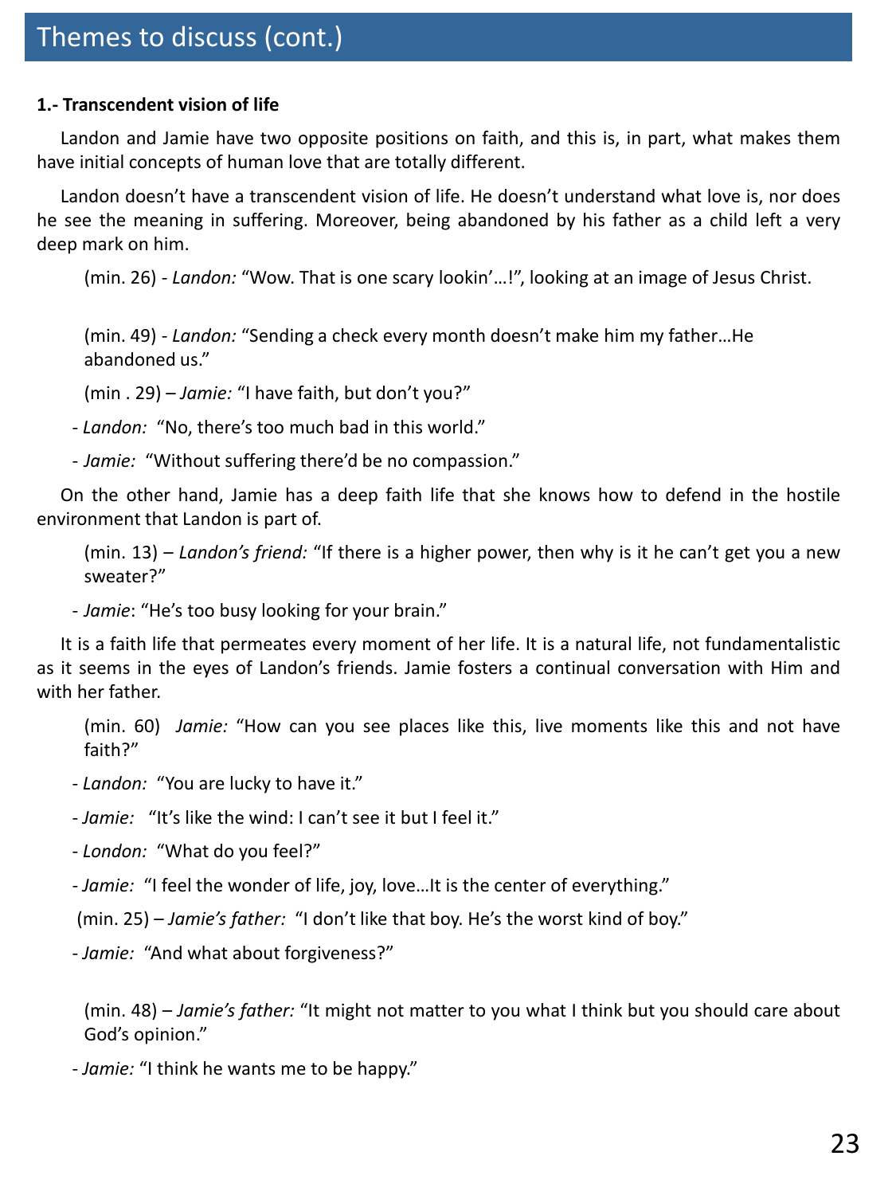## Themes to discuss (cont.)

**1.- Transcendent vision of life**

Landon and Jamie have two opposite positions on faith, and this is, in part, what makes them have initial concepts of human love that are totally different.

Landon doesn't have a transcendent vision of life. He doesn't understand what love is, nor does he see the meaning in suffering. Moreover, being abandoned by his father as a child left a very deep mark on him.

(min. 26) - *Landon:* "Wow. That is one scary lookin'…!", looking at an image of Jesus Christ.

(min. 49) - *Landon:* "Sending a check every month doesn't make him my father…He abandoned us."

(min . 29) – *Jamie:* "I have faith, but don't you?"

- *Landon:* "No, there's too much bad in this world."

- *Jamie:* "Without suffering there'd be no compassion."

On the other hand, Jamie has a deep faith life that she knows how to defend in the hostile environment that Landon is part of.

(min. 13) – *Landon's friend:* "If there is a higher power, then why is it he can't get you a new sweater?"

- *Jamie*: "He's too busy looking for your brain."

It is a faith life that permeates every moment of her life. It is a natural life, not fundamentalistic as it seems in the eyes of Landon's friends. Jamie fosters a continual conversation with Him and with her father.

(min. 60) *Jamie:* "How can you see places like this, live moments like this and not have faith?"

- *Landon:* "You are lucky to have it."

- *Jamie:* "It's like the wind: I can't see it but I feel it."

- *London:* "What do you feel?"

- *Jamie:* "I feel the wonder of life, joy, love…It is the center of everything."

(min. 25) – *Jamie's father:* "I don't like that boy. He's the worst kind of boy."

- *Jamie:* "And what about forgiveness?"

(min. 48) – *Jamie's father:* "It might not matter to you what I think but you should care about God's opinion."

- *Jamie:* "I think he wants me to be happy."